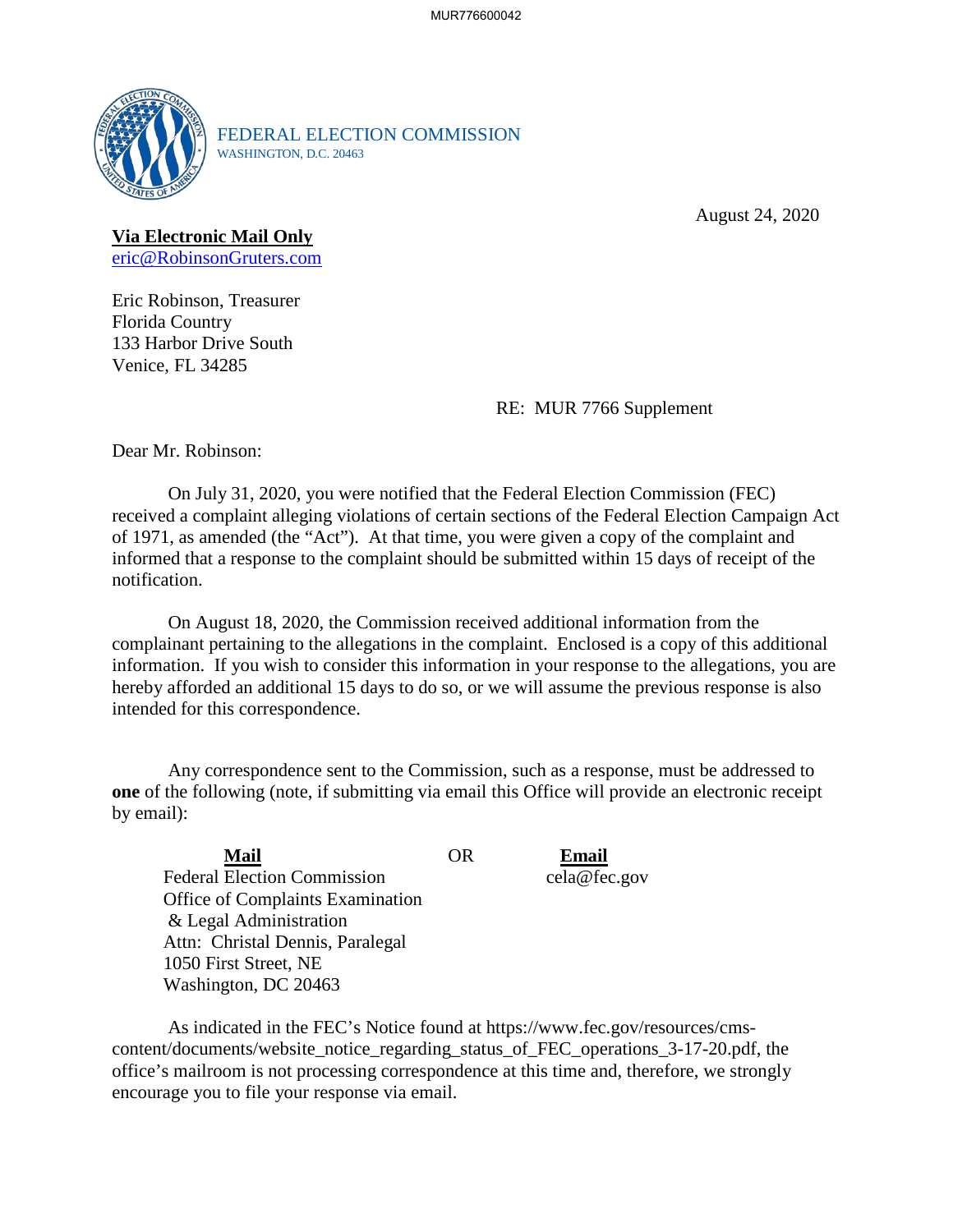FEDERAL ELECTION COMMISSION
WASHINGTON, D.C. 20463

August 24, 2020

**Via Electronic Mail Only**
eric@RobinsonGruters.com

Eric Robinson, Treasurer
Florida Country
133 Harbor Drive South
Venice, FL 34285

RE: MUR 7766 Supplement

Dear Mr. Robinson:

On July 31, 2020, you were notified that the Federal Election Commission (FEC) received a complaint alleging violations of certain sections of the Federal Election Campaign Act of 1971, as amended (the "Act"). At that time, you were given a copy of the complaint and informed that a response to the complaint should be submitted within 15 days of receipt of the notification.

On August 18, 2020, the Commission received additional information from the complainant pertaining to the allegations in the complaint. Enclosed is a copy of this additional information. If you wish to consider this information in your response to the allegations, you are hereby afforded an additional 15 days to do so, or we will assume the previous response is also intended for this correspondence.

Any correspondence sent to the Commission, such as a response, must be addressed to **one** of the following (note, if submitting via email this Office will provide an electronic receipt by email):

| **Mail** | OR | **Email** |
|---|---|---|
| Federal Election Commission<br>Office of Complaints Examination<br>& Legal Administration<br>Attn: Christal Dennis, Paralegal<br>1050 First Street, NE<br>Washington, DC 20463 | | cela@fec.gov |

As indicated in the FEC's Notice found at https://www.fec.gov/resources/cms-content/documents/website_notice_regarding_status_of_FEC_operations_3-17-20.pdf, the office's mailroom is not processing correspondence at this time and, therefore, we strongly encourage you to file your response via email.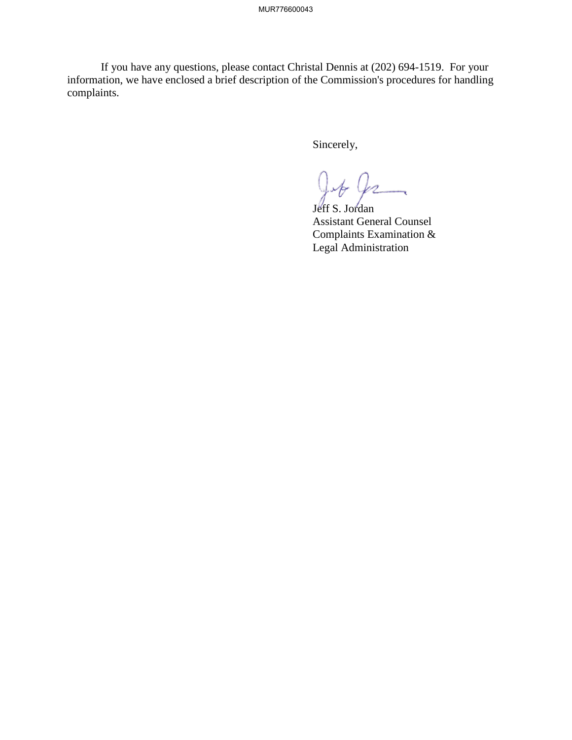If you have any questions, please contact Christal Dennis at (202) 694-1519. For your information, we have enclosed a brief description of the Commission's procedures for handling complaints.

Sincerely,

Jeff S. Jordan
Assistant General Counsel
Complaints Examination &
Legal Administration